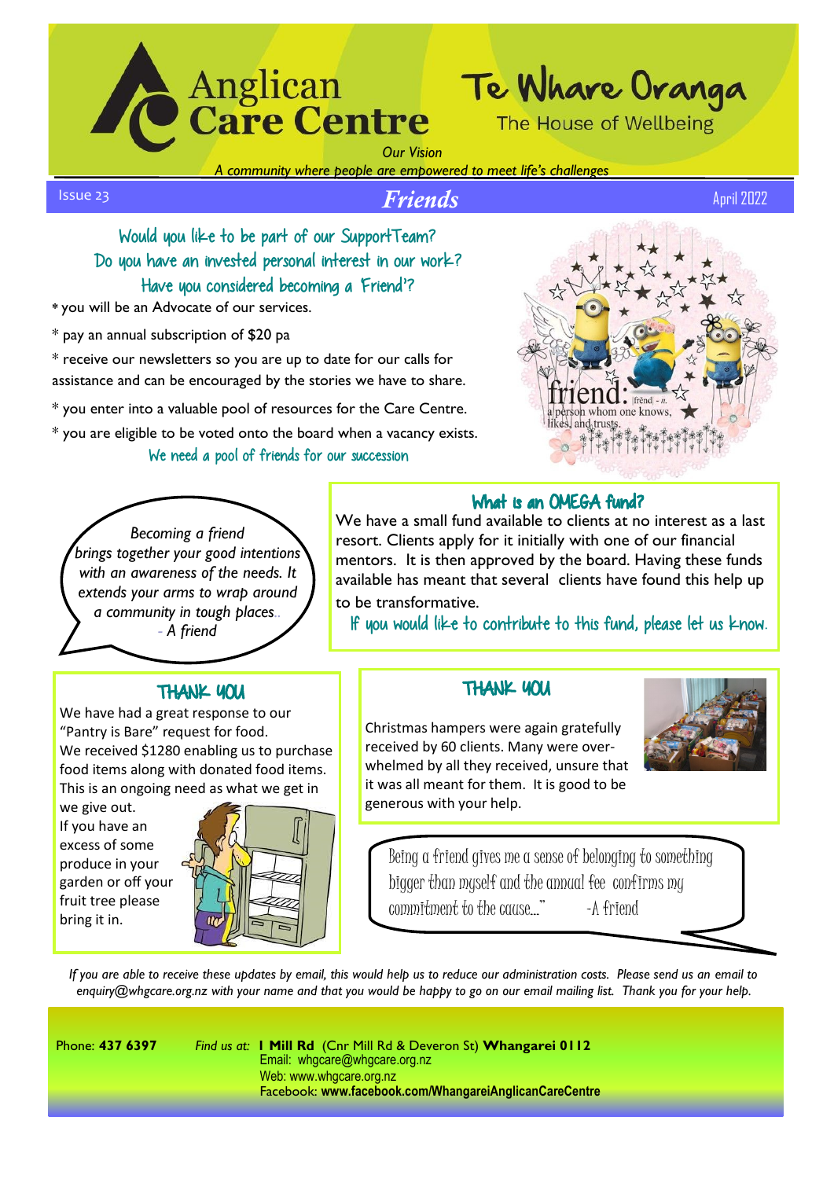# Anglican Care Centre

## Te Whare Oranga
The House of Wellbeing

*Our Vision*
*A community where people are empowered to meet life's challenges*

Issue 23 — ***Friends*** — April 2022

### Would you like to be part of our SupportTeam?
### Do you have an invested personal interest in our work?
### Have you considered becoming a 'Friend'?

* you will be an Advocate of our services.
* pay an annual subscription of $20 pa
* receive our newsletters so you are up to date for our calls for assistance and can be encouraged by the stories we have to share.
* you enter into a valuable pool of resources for the Care Centre.
* you are eligible to be voted onto the board when a vacancy exists.

We need a pool of friends for our succession

friend: |frĕnd| - *n.* a person whom one knows, likes, and trusts.

*Becoming a friend brings together your good intentions with an awareness of the needs. It extends your arms to wrap around a community in tough places..*
*- A friend*

### What is an OMEGA fund?

We have a small fund available to clients at no interest as a last resort. Clients apply for it initially with one of our financial mentors. It is then approved by the board. Having these funds available has meant that several clients have found this help up to be transformative.

If you would like to contribute to this fund, please let us know.

### THANK YOU

We have had a great response to our "Pantry is Bare" request for food.
We received $1280 enabling us to purchase food items along with donated food items.
This is an ongoing need as what we get in we give out.
If you have an excess of some produce in your garden or off your fruit tree please bring it in.

### THANK YOU

Christmas hampers were again gratefully received by 60 clients. Many were over-whelmed by all they received, unsure that it was all meant for them. It is good to be generous with your help.

Being a friend gives me a sense of belonging to something bigger than myself and the annual fee confirms my commitment to the cause..." -A friend

*If you are able to receive these updates by email, this would help us to reduce our administration costs. Please send us an email to enquiry@whgcare.org.nz with your name and that you would be happy to go on our email mailing list. Thank you for your help.*

Phone: **437 6397** *Find us at:* **1 Mill Rd** (Cnr Mill Rd & Deveron St) **Whangarei 0112**
Email: whgcare@whgcare.org.nz
Web: www.whgcare.org.nz
Facebook: **www.facebook.com/WhangareiAnglicanCareCentre**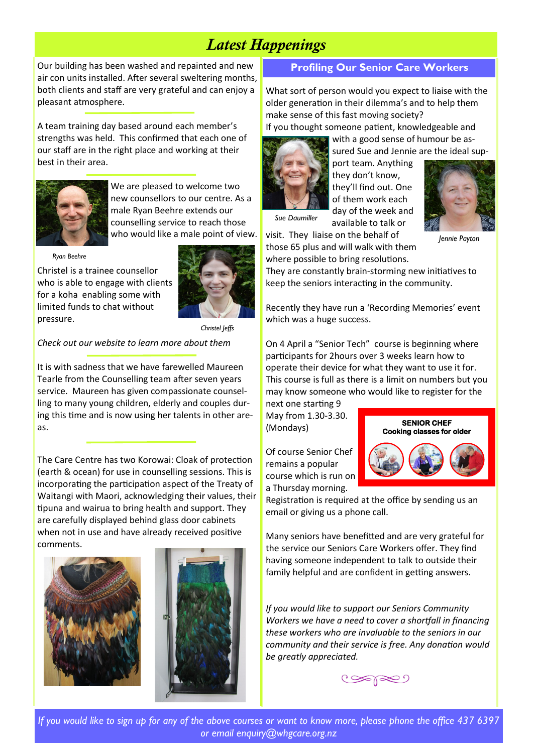# Latest Happenings

Our building has been washed and repainted and new air con units installed. After several sweltering months, both clients and staff are very grateful and can enjoy a pleasant atmosphere.

A team training day based around each member's strengths was held. This confirmed that each one of our staff are in the right place and working at their best in their area.

We are pleased to welcome two new counsellors to our centre. As a male Ryan Beehre extends our counselling service to reach those who would like a male point of view.

Ryan Beehre

Christel is a trainee counsellor who is able to engage with clients for a koha enabling some with limited funds to chat without pressure.

Christel Jeffs

*Check out our website to learn more about them*

It is with sadness that we have farewelled Maureen Tearle from the Counselling team after seven years service. Maureen has given compassionate counselling to many young children, elderly and couples during this time and is now using her talents in other areas.

The Care Centre has two Korowai: Cloak of protection (earth & ocean) for use in counselling sessions. This is incorporating the participation aspect of the Treaty of Waitangi with Maori, acknowledging their values, their tipuna and wairua to bring health and support. They are carefully displayed behind glass door cabinets when not in use and have already received positive comments.

## Profiling Our Senior Care Workers

What sort of person would you expect to liaise with the older generation in their dilemma's and to help them make sense of this fast moving society?

If you thought someone patient, knowledgeable and with a good sense of humour be assured Sue and Jennie are the ideal support team. Anything they don't know, they'll find out. One of them work each day of the week and available to talk or visit. They liaise on the behalf of those 65 plus and will walk with them where possible to bring resolutions.

Sue Daumiller

Jennie Payton

They are constantly brain-storming new initiatives to keep the seniors interacting in the community.

Recently they have run a 'Recording Memories' event which was a huge success.

On 4 April a "Senior Tech" course is beginning where participants for 2hours over 3 weeks learn how to operate their device for what they want to use it for. This course is full as there is a limit on numbers but you may know someone who would like to register for the next one starting 9 May from 1.30-3.30. (Mondays)

**SENIOR CHEF**
**Cooking classes for older**

Of course Senior Chef remains a popular course which is run on a Thursday morning.

Registration is required at the office by sending us an email or giving us a phone call.

Many seniors have benefitted and are very grateful for the service our Seniors Care Workers offer. They find having someone independent to talk to outside their family helpful and are confident in getting answers.

*If you would like to support our Seniors Community Workers we have a need to cover a shortfall in financing these workers who are invaluable to the seniors in our community and their service is free. Any donation would be greatly appreciated.*

*If you would like to sign up for any of the above courses or want to know more, please phone the office 437 6397 or email enquiry@whgcare.org.nz*